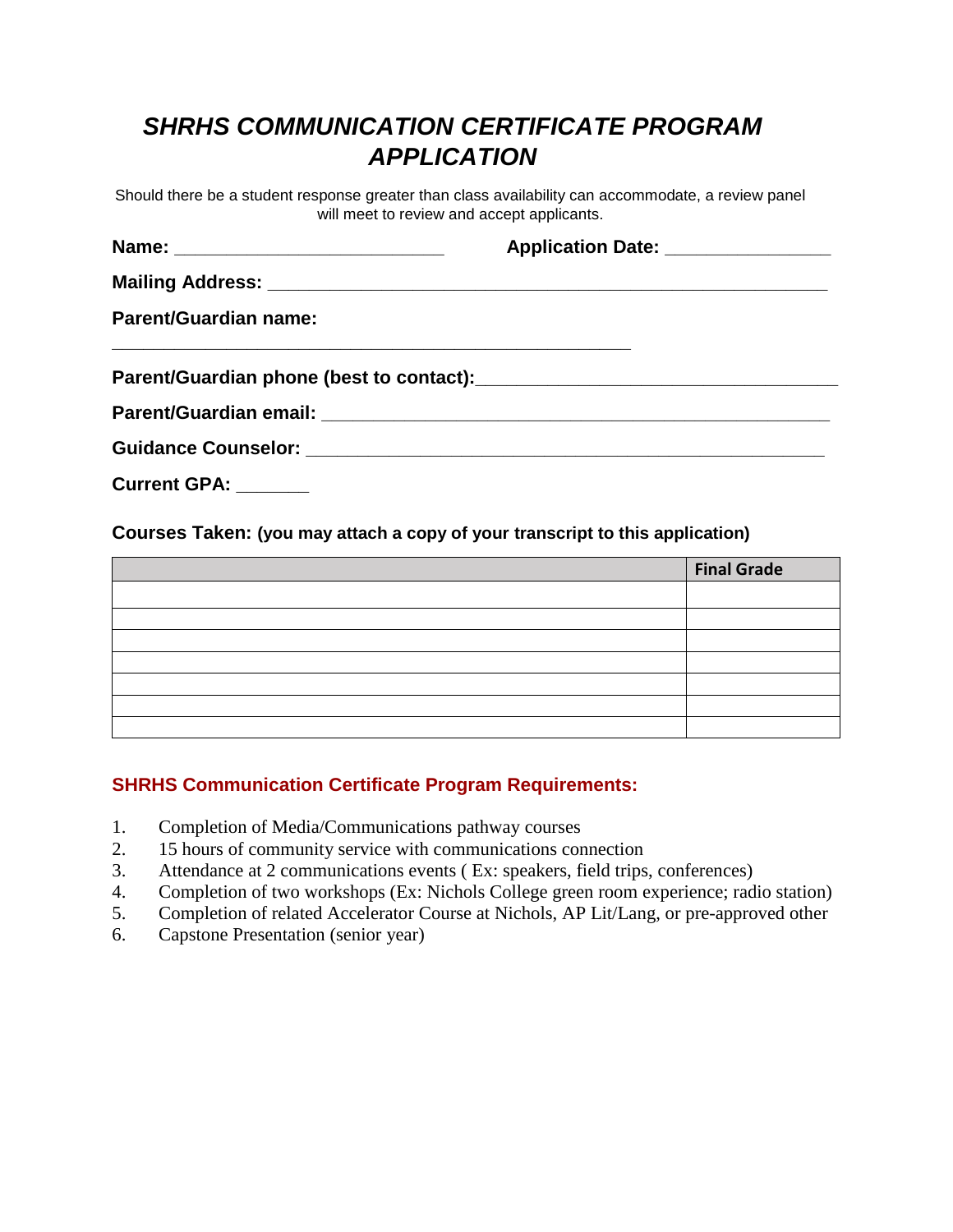# *SHRHS COMMUNICATION CERTIFICATE PROGRAM APPLICATION*

Should there be a student response greater than class availability can accommodate, a review panel will meet to review and accept applicants.

**Name:** ___________________________ **Application Date:** ________________

**Mailing Address:** ___________________________________________________________

**Parent/Guardian name:**

_______________________________________________________

**Parent/Guardian phone (best to contact):**___________________________________

**Parent/Guardian email:** ______________________________________________________

**Guidance Counselor:** ________________________________________________________

**Current GPA:** _______

**Courses Taken: (you may attach a copy of your transcript to this application)**

| | **Final Grade** |
|---|---|
| | |
| | |
| | |
| | |
| | |
| | |
| | |

### SHRHS Communication Certificate Program Requirements:

1. Completion of Media/Communications pathway courses
2. 15 hours of community service with communications connection
3. Attendance at 2 communications events ( Ex: speakers, field trips, conferences)
4. Completion of two workshops (Ex: Nichols College green room experience; radio station)
5. Completion of related Accelerator Course at Nichols, AP Lit/Lang, or pre-approved other
6. Capstone Presentation (senior year)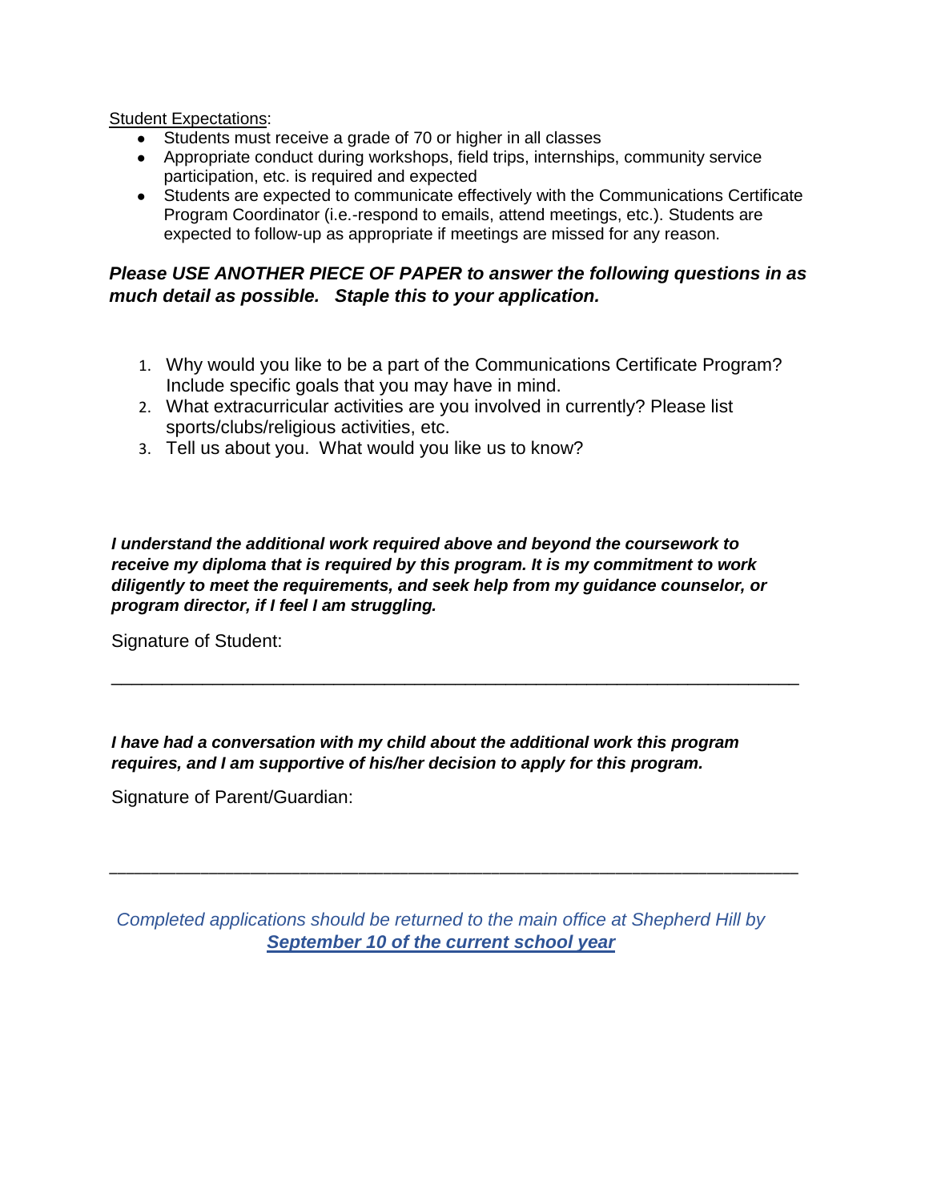Student Expectations:

- Students must receive a grade of 70 or higher in all classes
- Appropriate conduct during workshops, field trips, internships, community service participation, etc. is required and expected
- Students are expected to communicate effectively with the Communications Certificate Program Coordinator (i.e.-respond to emails, attend meetings, etc.). Students are expected to follow-up as appropriate if meetings are missed for any reason.

***Please USE ANOTHER PIECE OF PAPER to answer the following questions in as much detail as possible. Staple this to your application.***

1. Why would you like to be a part of the Communications Certificate Program? Include specific goals that you may have in mind.
2. What extracurricular activities are you involved in currently? Please list sports/clubs/religious activities, etc.
3. Tell us about you. What would you like us to know?

***I understand the additional work required above and beyond the coursework to receive my diploma that is required by this program. It is my commitment to work diligently to meet the requirements, and seek help from my guidance counselor, or program director, if I feel I am struggling.***

Signature of Student:

______________________________________________________________________

***I have had a conversation with my child about the additional work this program requires, and I am supportive of his/her decision to apply for this program.***

Signature of Parent/Guardian:

______________________________________________________________________

*Completed applications should be returned to the main office at Shepherd Hill by* ***September 10 of the current school year***